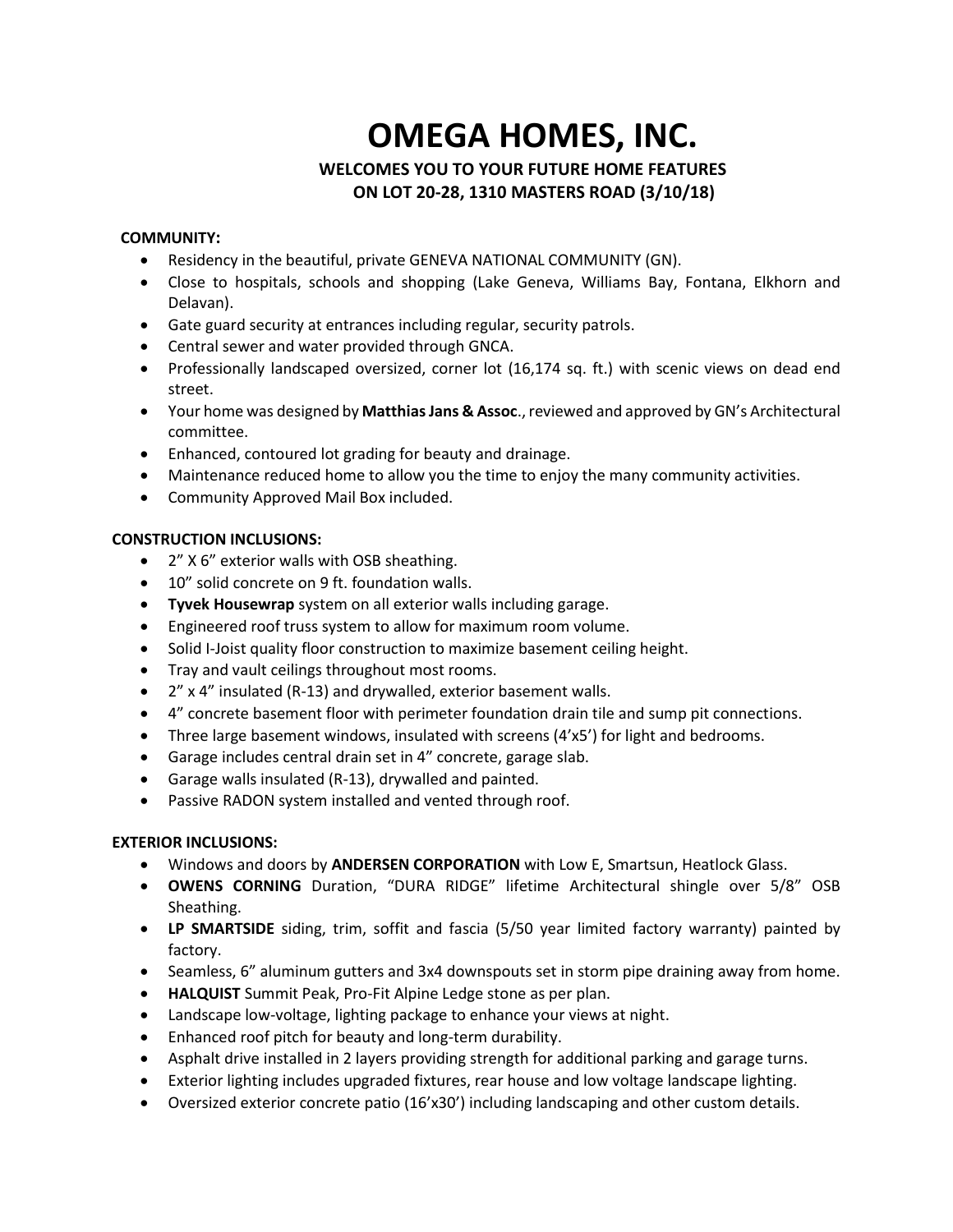# OMEGA HOMES, INC.

## WELCOMES YOU TO YOUR FUTURE HOME FEATURES ON LOT 20-28, 1310 MASTERS ROAD (3/10/18)

**COMMUNITY:**

- Residency in the beautiful, private GENEVA NATIONAL COMMUNITY (GN).
- Close to hospitals, schools and shopping (Lake Geneva, Williams Bay, Fontana, Elkhorn and Delavan).
- Gate guard security at entrances including regular, security patrols.
- Central sewer and water provided through GNCA.
- Professionally landscaped oversized, corner lot (16,174 sq. ft.) with scenic views on dead end street.
- Your home was designed by **Matthias Jans & Assoc**., reviewed and approved by GN's Architectural committee.
- Enhanced, contoured lot grading for beauty and drainage.
- Maintenance reduced home to allow you the time to enjoy the many community activities.
- Community Approved Mail Box included.

**CONSTRUCTION INCLUSIONS:**

- 2" X 6" exterior walls with OSB sheathing.
- 10" solid concrete on 9 ft. foundation walls.
- **Tyvek Housewrap** system on all exterior walls including garage.
- Engineered roof truss system to allow for maximum room volume.
- Solid I-Joist quality floor construction to maximize basement ceiling height.
- Tray and vault ceilings throughout most rooms.
- 2" x 4" insulated (R-13) and drywalled, exterior basement walls.
- 4" concrete basement floor with perimeter foundation drain tile and sump pit connections.
- Three large basement windows, insulated with screens (4'x5') for light and bedrooms.
- Garage includes central drain set in 4" concrete, garage slab.
- Garage walls insulated (R-13), drywalled and painted.
- Passive RADON system installed and vented through roof.

**EXTERIOR INCLUSIONS:**

- Windows and doors by **ANDERSEN CORPORATION** with Low E, Smartsun, Heatlock Glass.
- **OWENS CORNING** Duration, "DURA RIDGE" lifetime Architectural shingle over 5/8" OSB Sheathing.
- **LP SMARTSIDE** siding, trim, soffit and fascia (5/50 year limited factory warranty) painted by factory.
- Seamless, 6" aluminum gutters and 3x4 downspouts set in storm pipe draining away from home.
- **HALQUIST** Summit Peak, Pro-Fit Alpine Ledge stone as per plan.
- Landscape low-voltage, lighting package to enhance your views at night.
- Enhanced roof pitch for beauty and long-term durability.
- Asphalt drive installed in 2 layers providing strength for additional parking and garage turns.
- Exterior lighting includes upgraded fixtures, rear house and low voltage landscape lighting.
- Oversized exterior concrete patio (16'x30') including landscaping and other custom details.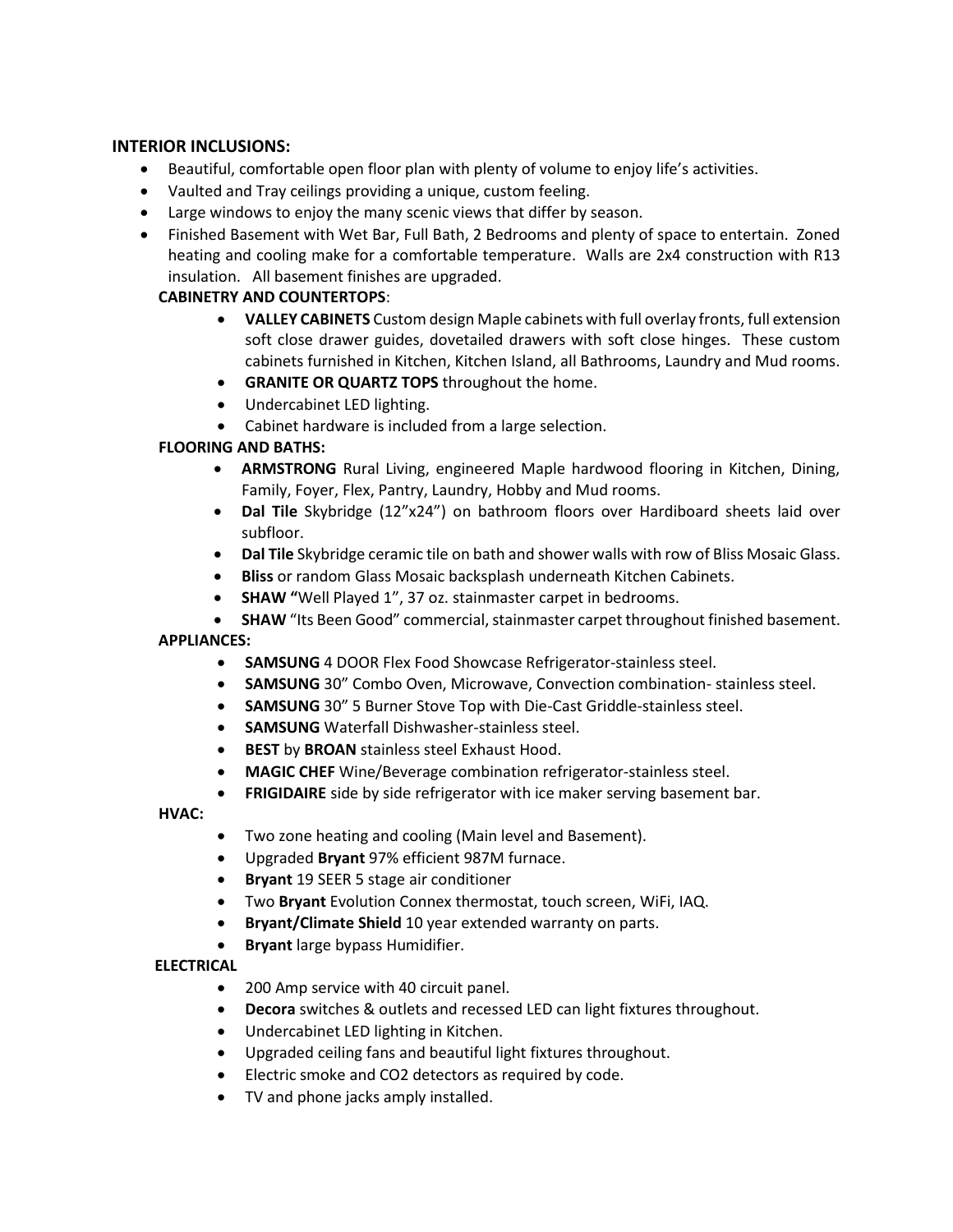## INTERIOR INCLUSIONS:

- Beautiful, comfortable open floor plan with plenty of volume to enjoy life's activities.
- Vaulted and Tray ceilings providing a unique, custom feeling.
- Large windows to enjoy the many scenic views that differ by season.
- Finished Basement with Wet Bar, Full Bath, 2 Bedrooms and plenty of space to entertain. Zoned heating and cooling make for a comfortable temperature. Walls are 2x4 construction with R13 insulation. All basement finishes are upgraded.

### CABINETRY AND COUNTERTOPS:

- **VALLEY CABINETS** Custom design Maple cabinets with full overlay fronts, full extension soft close drawer guides, dovetailed drawers with soft close hinges. These custom cabinets furnished in Kitchen, Kitchen Island, all Bathrooms, Laundry and Mud rooms.
- **GRANITE OR QUARTZ TOPS** throughout the home.
- Undercabinet LED lighting.
- Cabinet hardware is included from a large selection.

### FLOORING AND BATHS:

- **ARMSTRONG** Rural Living, engineered Maple hardwood flooring in Kitchen, Dining, Family, Foyer, Flex, Pantry, Laundry, Hobby and Mud rooms.
- **Dal Tile** Skybridge (12"x24") on bathroom floors over Hardiboard sheets laid over subfloor.
- **Dal Tile** Skybridge ceramic tile on bath and shower walls with row of Bliss Mosaic Glass.
- **Bliss** or random Glass Mosaic backsplash underneath Kitchen Cabinets.
- **SHAW "**Well Played 1", 37 oz. stainmaster carpet in bedrooms.
- **SHAW** "Its Been Good" commercial, stainmaster carpet throughout finished basement.

### APPLIANCES:

- **SAMSUNG** 4 DOOR Flex Food Showcase Refrigerator-stainless steel.
- **SAMSUNG** 30" Combo Oven, Microwave, Convection combination- stainless steel.
- **SAMSUNG** 30" 5 Burner Stove Top with Die-Cast Griddle-stainless steel.
- **SAMSUNG** Waterfall Dishwasher-stainless steel.
- **BEST** by **BROAN** stainless steel Exhaust Hood.
- **MAGIC CHEF** Wine/Beverage combination refrigerator-stainless steel.
- **FRIGIDAIRE** side by side refrigerator with ice maker serving basement bar.

### HVAC:

- Two zone heating and cooling (Main level and Basement).
- Upgraded **Bryant** 97% efficient 987M furnace.
- **Bryant** 19 SEER 5 stage air conditioner
- Two **Bryant** Evolution Connex thermostat, touch screen, WiFi, IAQ.
- **Bryant/Climate Shield** 10 year extended warranty on parts.
- **Bryant** large bypass Humidifier.

### ELECTRICAL

- 200 Amp service with 40 circuit panel.
- **Decora** switches & outlets and recessed LED can light fixtures throughout.
- Undercabinet LED lighting in Kitchen.
- Upgraded ceiling fans and beautiful light fixtures throughout.
- Electric smoke and CO2 detectors as required by code.
- TV and phone jacks amply installed.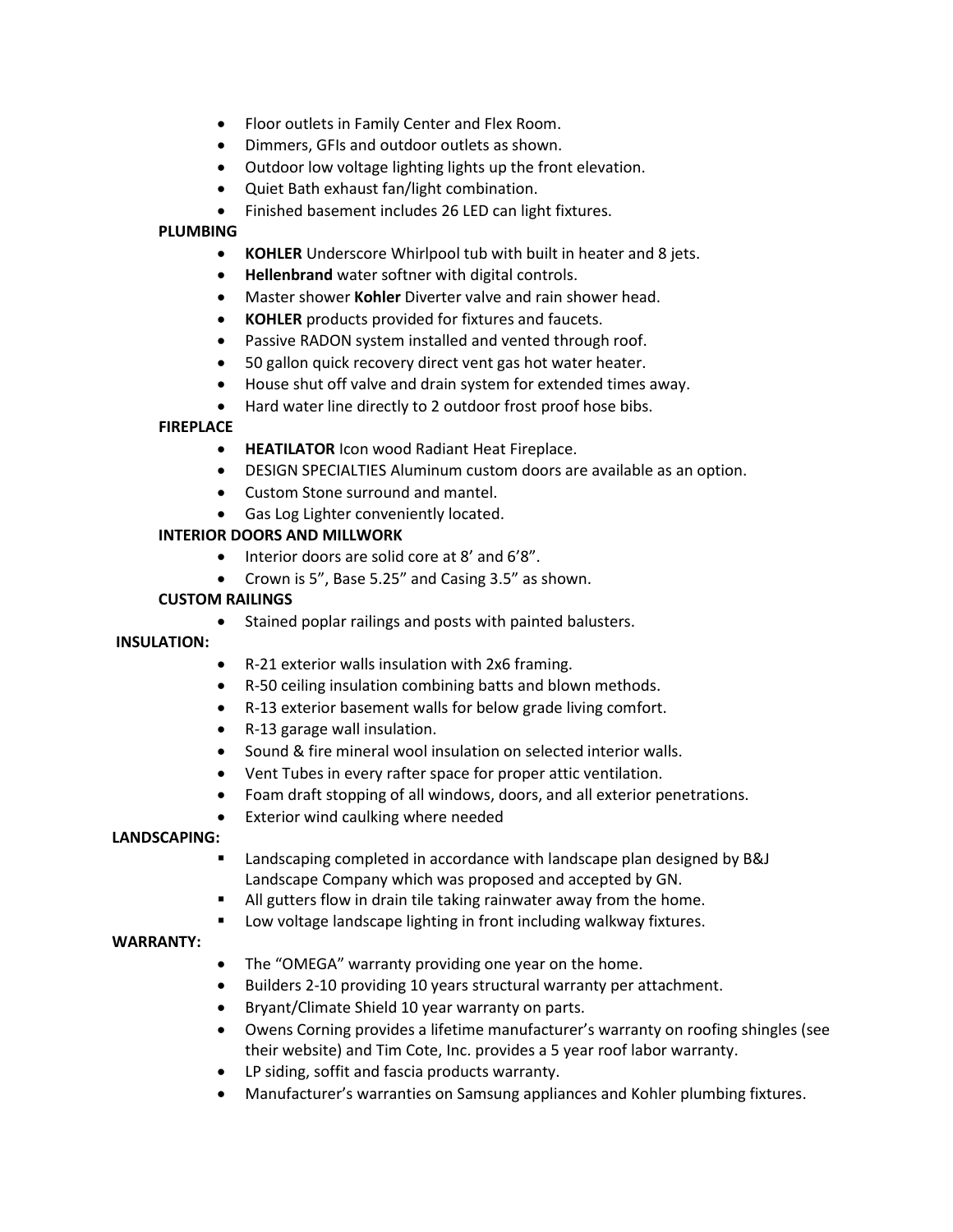- Floor outlets in Family Center and Flex Room.
- Dimmers, GFIs and outdoor outlets as shown.
- Outdoor low voltage lighting lights up the front elevation.
- Quiet Bath exhaust fan/light combination.
- Finished basement includes 26 LED can light fixtures.

**PLUMBING**

- **KOHLER** Underscore Whirlpool tub with built in heater and 8 jets.
- **Hellenbrand** water softner with digital controls.
- Master shower **Kohler** Diverter valve and rain shower head.
- **KOHLER** products provided for fixtures and faucets.
- Passive RADON system installed and vented through roof.
- 50 gallon quick recovery direct vent gas hot water heater.
- House shut off valve and drain system for extended times away.
- Hard water line directly to 2 outdoor frost proof hose bibs.

**FIREPLACE**

- **HEATILATOR** Icon wood Radiant Heat Fireplace.
- DESIGN SPECIALTIES Aluminum custom doors are available as an option.
- Custom Stone surround and mantel.
- Gas Log Lighter conveniently located.

**INTERIOR DOORS AND MILLWORK**

- Interior doors are solid core at 8' and 6'8".
- Crown is 5", Base 5.25" and Casing 3.5" as shown.

**CUSTOM RAILINGS**

- Stained poplar railings and posts with painted balusters.

**INSULATION:**

- R-21 exterior walls insulation with 2x6 framing.
- R-50 ceiling insulation combining batts and blown methods.
- R-13 exterior basement walls for below grade living comfort.
- R-13 garage wall insulation.
- Sound & fire mineral wool insulation on selected interior walls.
- Vent Tubes in every rafter space for proper attic ventilation.
- Foam draft stopping of all windows, doors, and all exterior penetrations.
- Exterior wind caulking where needed

**LANDSCAPING:**

- Landscaping completed in accordance with landscape plan designed by B&J Landscape Company which was proposed and accepted by GN.
- All gutters flow in drain tile taking rainwater away from the home.
- Low voltage landscape lighting in front including walkway fixtures.

**WARRANTY:**

- The "OMEGA" warranty providing one year on the home.
- Builders 2-10 providing 10 years structural warranty per attachment.
- Bryant/Climate Shield 10 year warranty on parts.
- Owens Corning provides a lifetime manufacturer's warranty on roofing shingles (see their website) and Tim Cote, Inc. provides a 5 year roof labor warranty.
- LP siding, soffit and fascia products warranty.
- Manufacturer's warranties on Samsung appliances and Kohler plumbing fixtures.